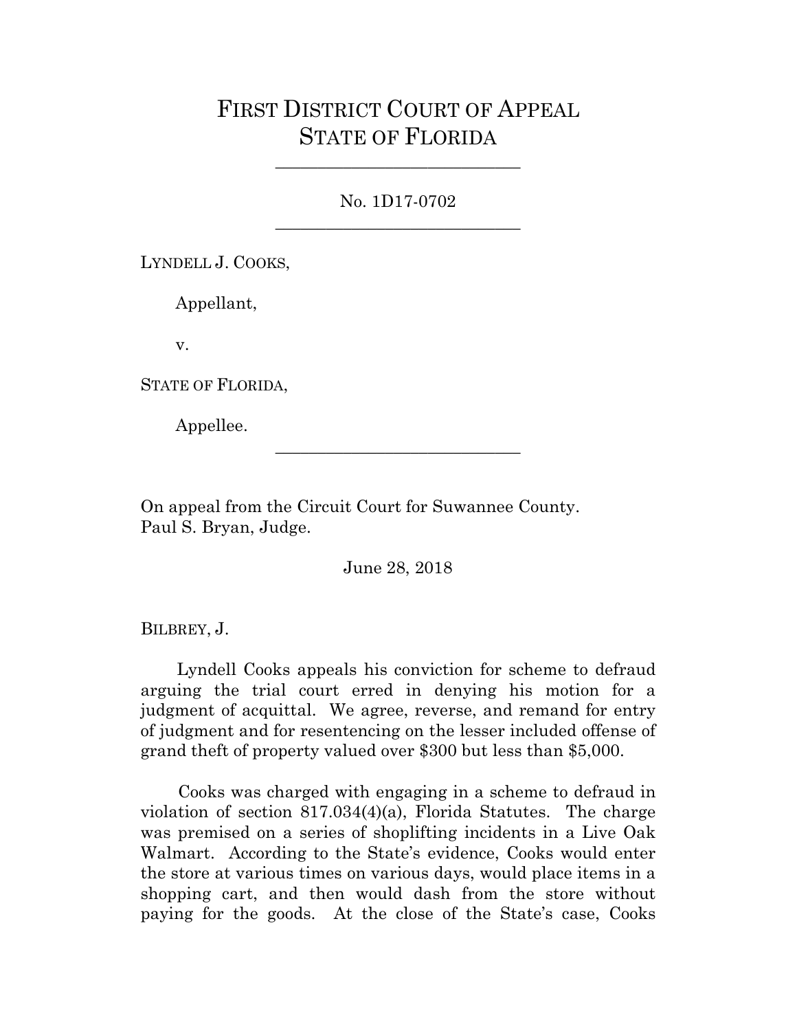# FIRST DISTRICT COURT OF APPEAL
# STATE OF FLORIDA

_____________________________

No. 1D17-0702

_____________________________

LYNDELL J. COOKS,

Appellant,

v.

STATE OF FLORIDA,

Appellee.

_____________________________

On appeal from the Circuit Court for Suwannee County.
Paul S. Bryan, Judge.

June 28, 2018

BILBREY, J.

Lyndell Cooks appeals his conviction for scheme to defraud arguing the trial court erred in denying his motion for a judgment of acquittal. We agree, reverse, and remand for entry of judgment and for resentencing on the lesser included offense of grand theft of property valued over $300 but less than $5,000.

Cooks was charged with engaging in a scheme to defraud in violation of section 817.034(4)(a), Florida Statutes. The charge was premised on a series of shoplifting incidents in a Live Oak Walmart. According to the State's evidence, Cooks would enter the store at various times on various days, would place items in a shopping cart, and then would dash from the store without paying for the goods. At the close of the State's case, Cooks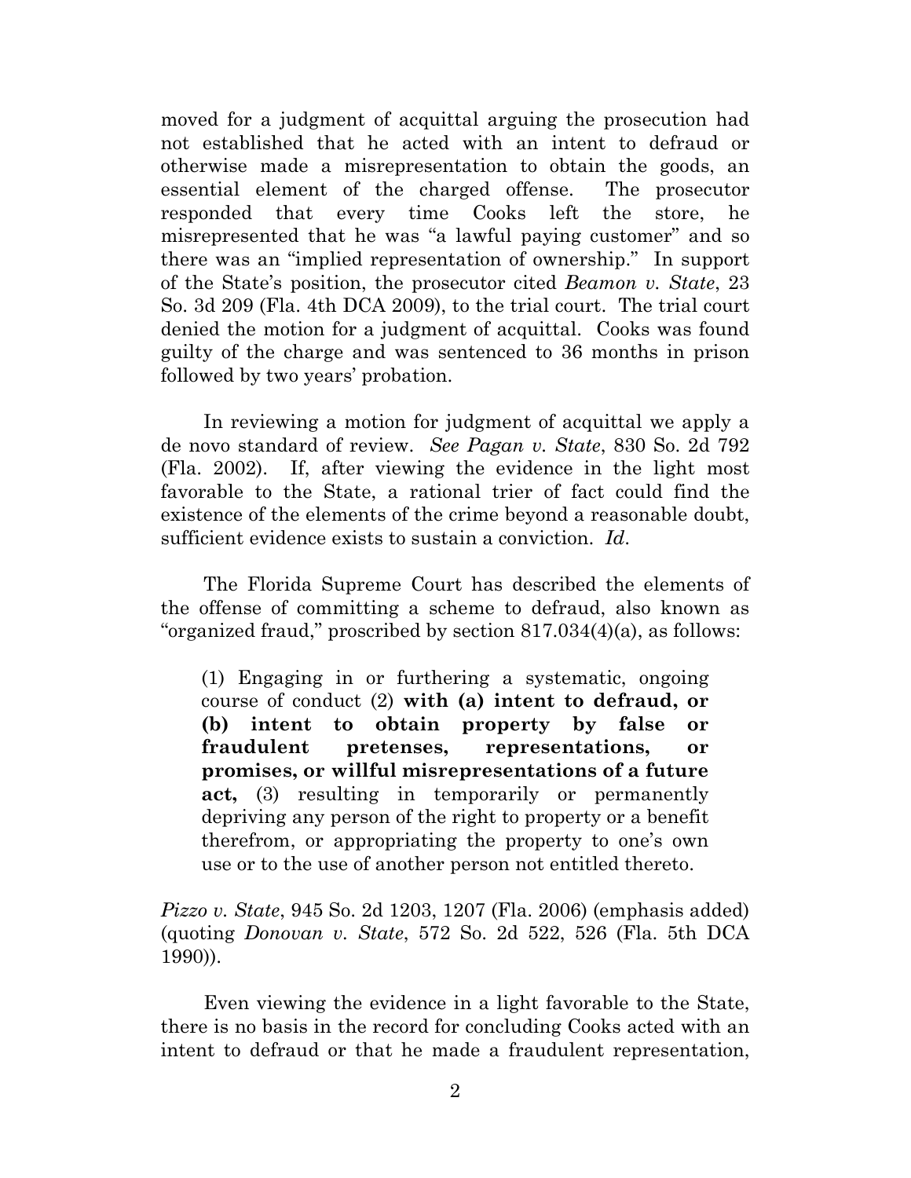moved for a judgment of acquittal arguing the prosecution had not established that he acted with an intent to defraud or otherwise made a misrepresentation to obtain the goods, an essential element of the charged offense. The prosecutor responded that every time Cooks left the store, he misrepresented that he was "a lawful paying customer" and so there was an "implied representation of ownership." In support of the State's position, the prosecutor cited *Beamon v. State*, 23 So. 3d 209 (Fla. 4th DCA 2009), to the trial court. The trial court denied the motion for a judgment of acquittal. Cooks was found guilty of the charge and was sentenced to 36 months in prison followed by two years' probation.

In reviewing a motion for judgment of acquittal we apply a de novo standard of review. *See Pagan v. State*, 830 So. 2d 792 (Fla. 2002). If, after viewing the evidence in the light most favorable to the State, a rational trier of fact could find the existence of the elements of the crime beyond a reasonable doubt, sufficient evidence exists to sustain a conviction. *Id*.

The Florida Supreme Court has described the elements of the offense of committing a scheme to defraud, also known as "organized fraud," proscribed by section 817.034(4)(a), as follows:

> (1) Engaging in or furthering a systematic, ongoing course of conduct (2) **with (a) intent to defraud, or (b) intent to obtain property by false or fraudulent pretenses, representations, or promises, or willful misrepresentations of a future act,** (3) resulting in temporarily or permanently depriving any person of the right to property or a benefit therefrom, or appropriating the property to one's own use or to the use of another person not entitled thereto.

*Pizzo v. State*, 945 So. 2d 1203, 1207 (Fla. 2006) (emphasis added) (quoting *Donovan v. State*, 572 So. 2d 522, 526 (Fla. 5th DCA 1990)).

Even viewing the evidence in a light favorable to the State, there is no basis in the record for concluding Cooks acted with an intent to defraud or that he made a fraudulent representation,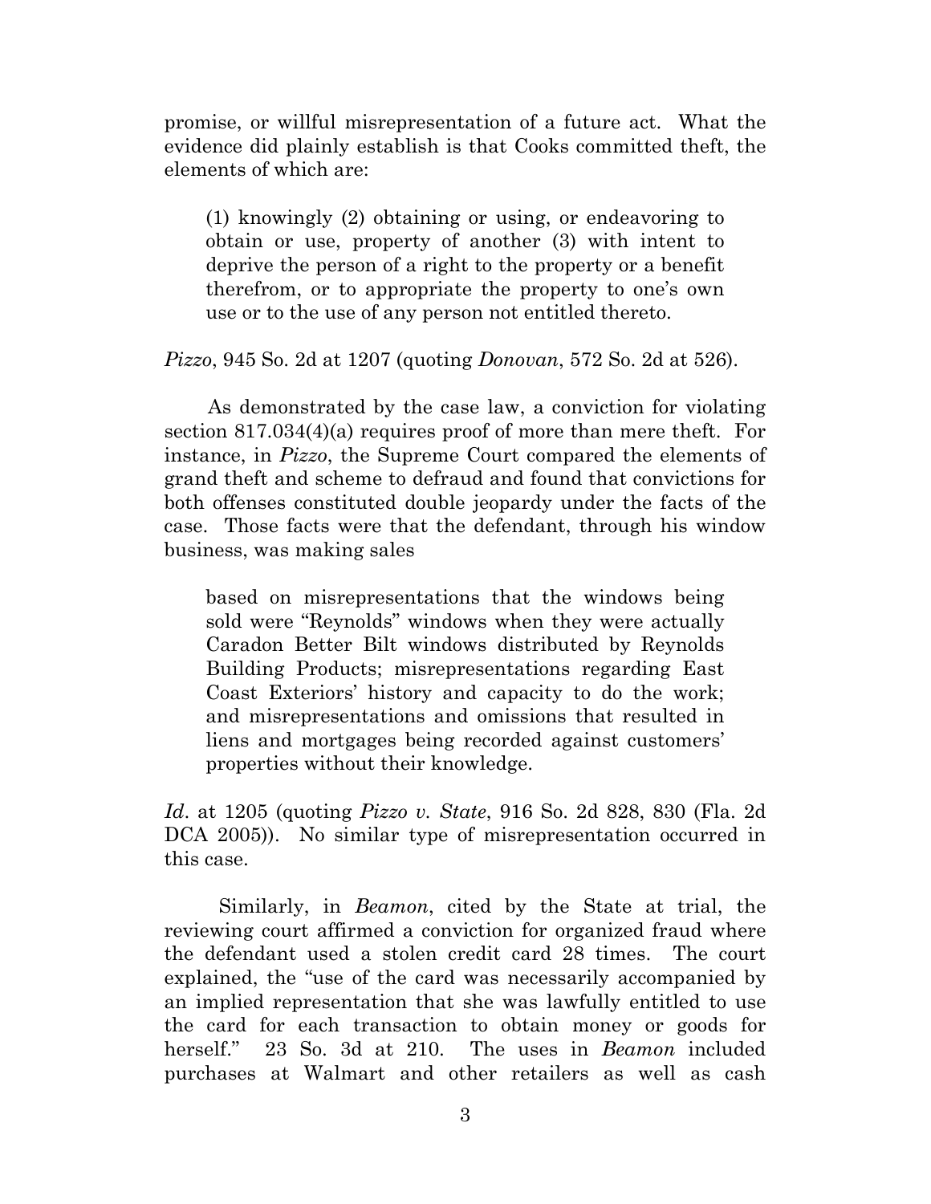promise, or willful misrepresentation of a future act. What the evidence did plainly establish is that Cooks committed theft, the elements of which are:

> (1) knowingly (2) obtaining or using, or endeavoring to obtain or use, property of another (3) with intent to deprive the person of a right to the property or a benefit therefrom, or to appropriate the property to one's own use or to the use of any person not entitled thereto.

*Pizzo*, 945 So. 2d at 1207 (quoting *Donovan*, 572 So. 2d at 526).

As demonstrated by the case law, a conviction for violating section 817.034(4)(a) requires proof of more than mere theft. For instance, in *Pizzo*, the Supreme Court compared the elements of grand theft and scheme to defraud and found that convictions for both offenses constituted double jeopardy under the facts of the case. Those facts were that the defendant, through his window business, was making sales

> based on misrepresentations that the windows being sold were "Reynolds" windows when they were actually Caradon Better Bilt windows distributed by Reynolds Building Products; misrepresentations regarding East Coast Exteriors' history and capacity to do the work; and misrepresentations and omissions that resulted in liens and mortgages being recorded against customers' properties without their knowledge.

*Id*. at 1205 (quoting *Pizzo v. State*, 916 So. 2d 828, 830 (Fla. 2d DCA 2005)). No similar type of misrepresentation occurred in this case.

Similarly, in *Beamon*, cited by the State at trial, the reviewing court affirmed a conviction for organized fraud where the defendant used a stolen credit card 28 times. The court explained, the "use of the card was necessarily accompanied by an implied representation that she was lawfully entitled to use the card for each transaction to obtain money or goods for herself." 23 So. 3d at 210. The uses in *Beamon* included purchases at Walmart and other retailers as well as cash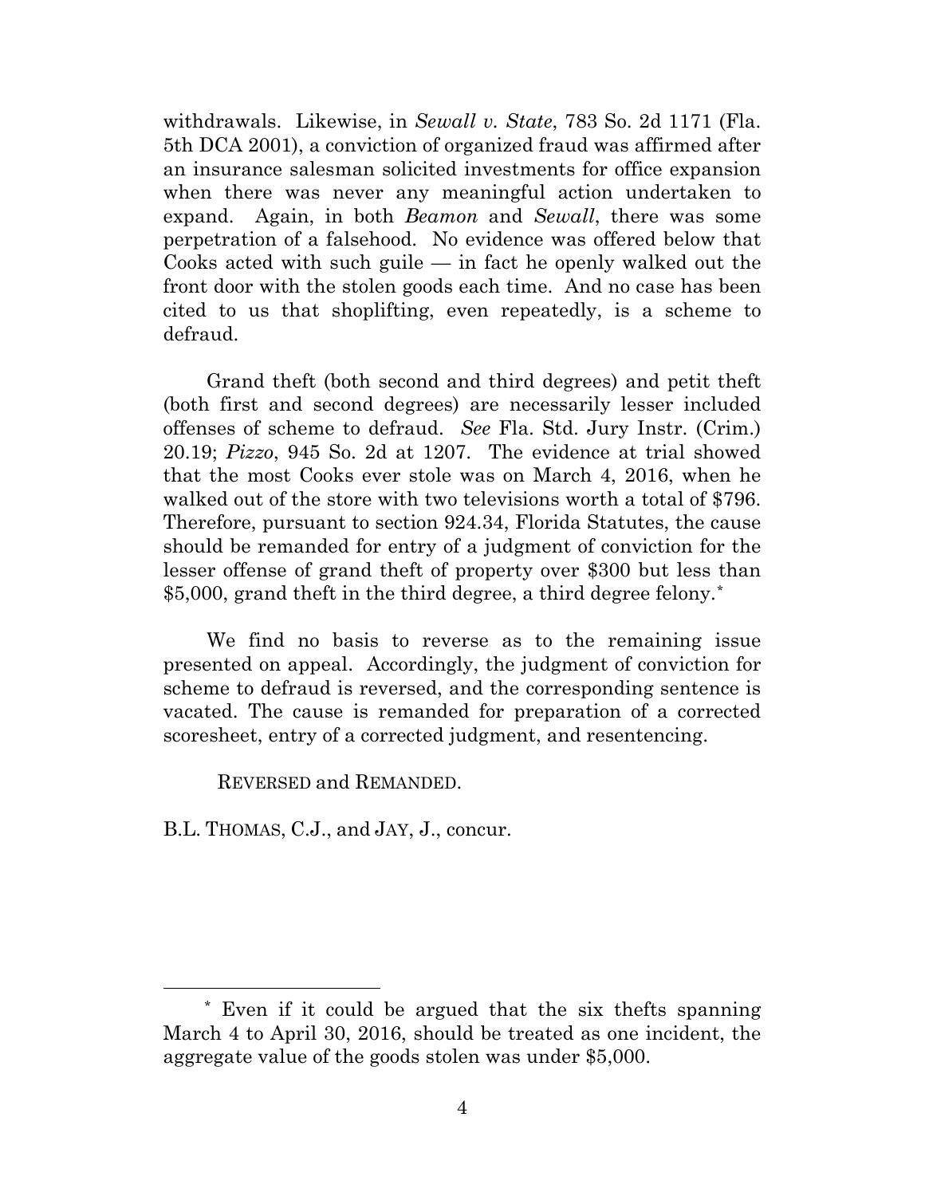withdrawals. Likewise, in *Sewall v. State*, 783 So. 2d 1171 (Fla. 5th DCA 2001), a conviction of organized fraud was affirmed after an insurance salesman solicited investments for office expansion when there was never any meaningful action undertaken to expand. Again, in both *Beamon* and *Sewall*, there was some perpetration of a falsehood. No evidence was offered below that Cooks acted with such guile — in fact he openly walked out the front door with the stolen goods each time. And no case has been cited to us that shoplifting, even repeatedly, is a scheme to defraud.

Grand theft (both second and third degrees) and petit theft (both first and second degrees) are necessarily lesser included offenses of scheme to defraud. *See* Fla. Std. Jury Instr. (Crim.) 20.19; *Pizzo*, 945 So. 2d at 1207. The evidence at trial showed that the most Cooks ever stole was on March 4, 2016, when he walked out of the store with two televisions worth a total of $796. Therefore, pursuant to section 924.34, Florida Statutes, the cause should be remanded for entry of a judgment of conviction for the lesser offense of grand theft of property over $300 but less than $5,000, grand theft in the third degree, a third degree felony.[*]

We find no basis to reverse as to the remaining issue presented on appeal. Accordingly, the judgment of conviction for scheme to defraud is reversed, and the corresponding sentence is vacated. The cause is remanded for preparation of a corrected scoresheet, entry of a corrected judgment, and resentencing.

REVERSED and REMANDED.

B.L. THOMAS, C.J., and JAY, J., concur.

---

[*] Even if it could be argued that the six thefts spanning March 4 to April 30, 2016, should be treated as one incident, the aggregate value of the goods stolen was under $5,000.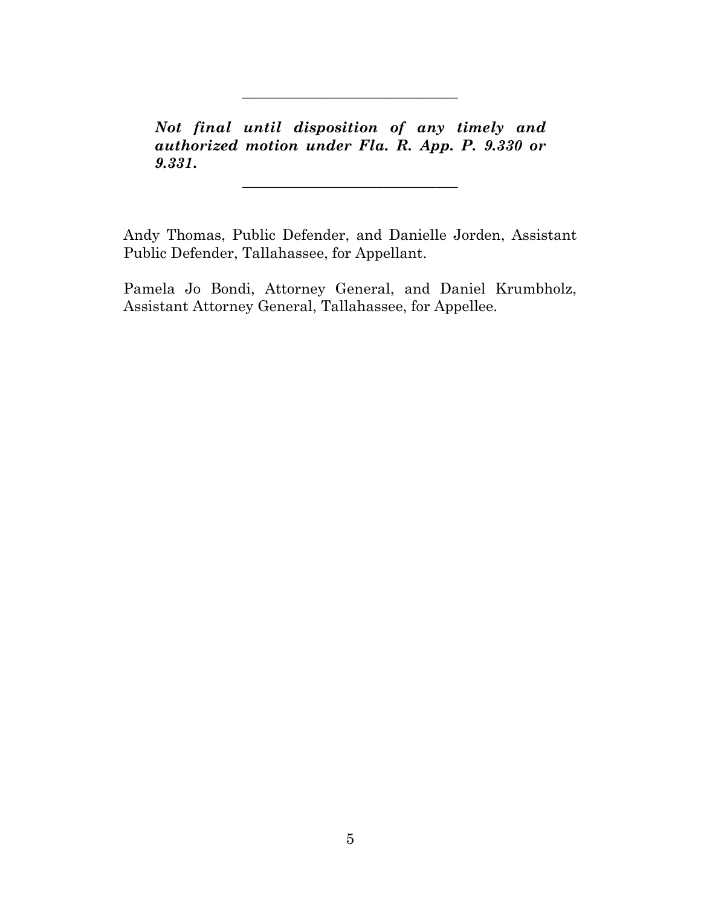---

***Not final until disposition of any timely and authorized motion under Fla. R. App. P. 9.330 or 9.331.***

---

Andy Thomas, Public Defender, and Danielle Jorden, Assistant Public Defender, Tallahassee, for Appellant.

Pamela Jo Bondi, Attorney General, and Daniel Krumbholz, Assistant Attorney General, Tallahassee, for Appellee.